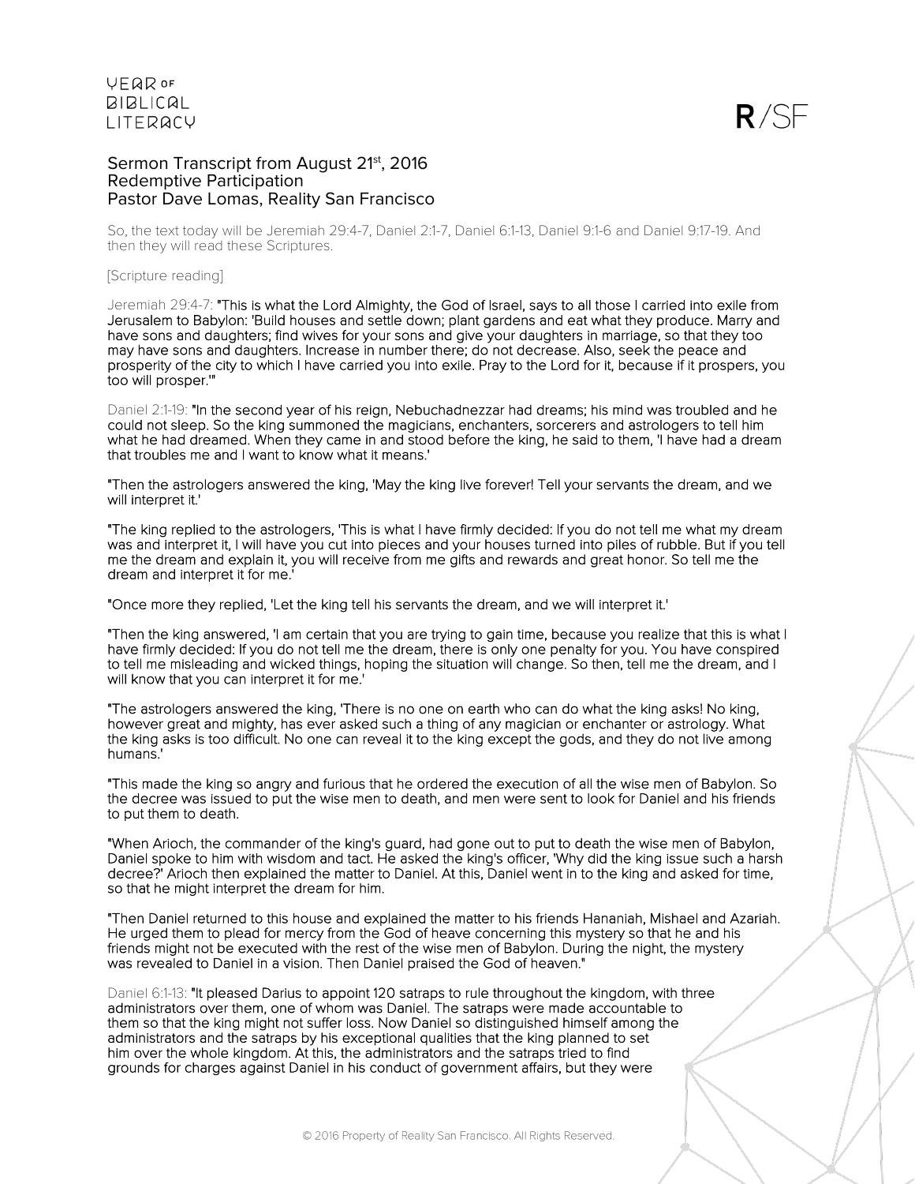YEAR OF BIBLICAL LITERACY

R/SF

# Sermon Transcript from August 21st, 2016
## Redemptive Participation
## Pastor Dave Lomas, Reality San Francisco

So, the text today will be Jeremiah 29:4-7, Daniel 2:1-7, Daniel 6:1-13, Daniel 9:1-6 and Daniel 9:17-19. And then they will read these Scriptures.

[Scripture reading]

Jeremiah 29:4-7: "This is what the Lord Almighty, the God of Israel, says to all those I carried into exile from Jerusalem to Babylon: 'Build houses and settle down; plant gardens and eat what they produce. Marry and have sons and daughters; find wives for your sons and give your daughters in marriage, so that they too may have sons and daughters. Increase in number there; do not decrease. Also, seek the peace and prosperity of the city to which I have carried you into exile. Pray to the Lord for it, because if it prospers, you too will prosper.'"

Daniel 2:1-19: "In the second year of his reign, Nebuchadnezzar had dreams; his mind was troubled and he could not sleep. So the king summoned the magicians, enchanters, sorcerers and astrologers to tell him what he had dreamed. When they came in and stood before the king, he said to them, 'I have had a dream that troubles me and I want to know what it means.'

"Then the astrologers answered the king, 'May the king live forever! Tell your servants the dream, and we will interpret it.'

"The king replied to the astrologers, 'This is what I have firmly decided: If you do not tell me what my dream was and interpret it, I will have you cut into pieces and your houses turned into piles of rubble. But if you tell me the dream and explain it, you will receive from me gifts and rewards and great honor. So tell me the dream and interpret it for me.'

"Once more they replied, 'Let the king tell his servants the dream, and we will interpret it.'

"Then the king answered, 'I am certain that you are trying to gain time, because you realize that this is what I have firmly decided: If you do not tell me the dream, there is only one penalty for you. You have conspired to tell me misleading and wicked things, hoping the situation will change. So then, tell me the dream, and I will know that you can interpret it for me.'

"The astrologers answered the king, 'There is no one on earth who can do what the king asks! No king, however great and mighty, has ever asked such a thing of any magician or enchanter or astrology. What the king asks is too difficult. No one can reveal it to the king except the gods, and they do not live among humans.'

"This made the king so angry and furious that he ordered the execution of all the wise men of Babylon. So the decree was issued to put the wise men to death, and men were sent to look for Daniel and his friends to put them to death.

"When Arioch, the commander of the king's guard, had gone out to put to death the wise men of Babylon, Daniel spoke to him with wisdom and tact. He asked the king's officer, 'Why did the king issue such a harsh decree?' Arioch then explained the matter to Daniel. At this, Daniel went in to the king and asked for time, so that he might interpret the dream for him.

"Then Daniel returned to this house and explained the matter to his friends Hananiah, Mishael and Azariah. He urged them to plead for mercy from the God of heave concerning this mystery so that he and his friends might not be executed with the rest of the wise men of Babylon. During the night, the mystery was revealed to Daniel in a vision. Then Daniel praised the God of heaven."

Daniel 6:1-13: "It pleased Darius to appoint 120 satraps to rule throughout the kingdom, with three administrators over them, one of whom was Daniel. The satraps were made accountable to them so that the king might not suffer loss. Now Daniel so distinguished himself among the administrators and the satraps by his exceptional qualities that the king planned to set him over the whole kingdom. At this, the administrators and the satraps tried to find grounds for charges against Daniel in his conduct of government affairs, but they were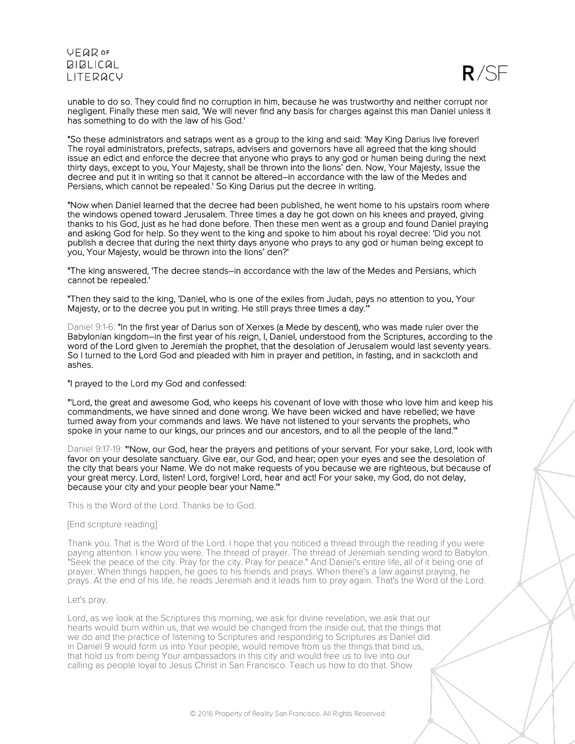unable to do so. They could find no corruption in him, because he was trustworthy and neither corrupt nor negligent. Finally these men said, 'We will never find any basis for charges against this man Daniel unless it has something to do with the law of his God.'

"So these administrators and satraps went as a group to the king and said: 'May King Darius live forever! The royal administrators, prefects, satraps, advisers and governors have all agreed that the king should issue an edict and enforce the decree that anyone who prays to any god or human being during the next thirty days, except to you, Your Majesty, shall be thrown into the lions' den. Now, Your Majesty, issue the decree and put it in writing so that it cannot be altered—in accordance with the law of the Medes and Persians, which cannot be repealed.' So King Darius put the decree in writing.

"Now when Daniel learned that the decree had been published, he went home to his upstairs room where the windows opened toward Jerusalem. Three times a day he got down on his knees and prayed, giving thanks to his God, just as he had done before. Then these men went as a group and found Daniel praying and asking God for help. So they went to the king and spoke to him about his royal decree: 'Did you not publish a decree that during the next thirty days anyone who prays to any god or human being except to you, Your Majesty, would be thrown into the lions' den?'

"The king answered, 'The decree stands—in accordance with the law of the Medes and Persians, which cannot be repealed.'

"Then they said to the king, 'Daniel, who is one of the exiles from Judah, pays no attention to you, Your Majesty, or to the decree you put in writing. He still prays three times a day.'"

Daniel 9:1-6: "In the first year of Darius son of Xerxes (a Mede by descent), who was made ruler over the Babylonian kingdom—in the first year of his reign, I, Daniel, understood from the Scriptures, according to the word of the Lord given to Jeremiah the prophet, that the desolation of Jerusalem would last seventy years. So I turned to the Lord God and pleaded with him in prayer and petition, in fasting, and in sackcloth and ashes.

"I prayed to the Lord my God and confessed:

"'Lord, the great and awesome God, who keeps his covenant of love with those who love him and keep his commandments, we have sinned and done wrong. We have been wicked and have rebelled; we have turned away from your commands and laws. We have not listened to your servants the prophets, who spoke in your name to our kings, our princes and our ancestors, and to all the people of the land.'"

Daniel 9:17-19: "'Now, our God, hear the prayers and petitions of your servant. For your sake, Lord, look with favor on your desolate sanctuary. Give ear, our God, and hear; open your eyes and see the desolation of the city that bears your Name. We do not make requests of you because we are righteous, but because of your great mercy. Lord, listen! Lord, forgive! Lord, hear and act! For your sake, my God, do not delay, because your city and your people bear your Name.'"

This is the Word of the Lord. Thanks be to God.

[End scripture reading]

Thank you. That is the Word of the Lord. I hope that you noticed a thread through the reading if you were paying attention. I know you were. The thread of prayer. The thread of Jeremiah sending word to Babylon. "Seek the peace of the city. Pray for the city. Pray for peace." And Daniel's entire life, all of it being one of prayer. When things happen, he goes to his friends and prays. When there's a law against praying, he prays. At the end of his life, he reads Jeremiah and it leads him to pray again. That's the Word of the Lord.

Let's pray.

Lord, as we look at the Scriptures this morning, we ask for divine revelation, we ask that our hearts would burn within us, that we would be changed from the inside out, that the things that we do and the practice of listening to Scriptures and responding to Scriptures as Daniel did in Daniel 9 would form us into Your people, would remove from us the things that bind us, that hold us from being Your ambassadors in this city and would free us to live into our calling as people loyal to Jesus Christ in San Francisco. Teach us how to do that. Show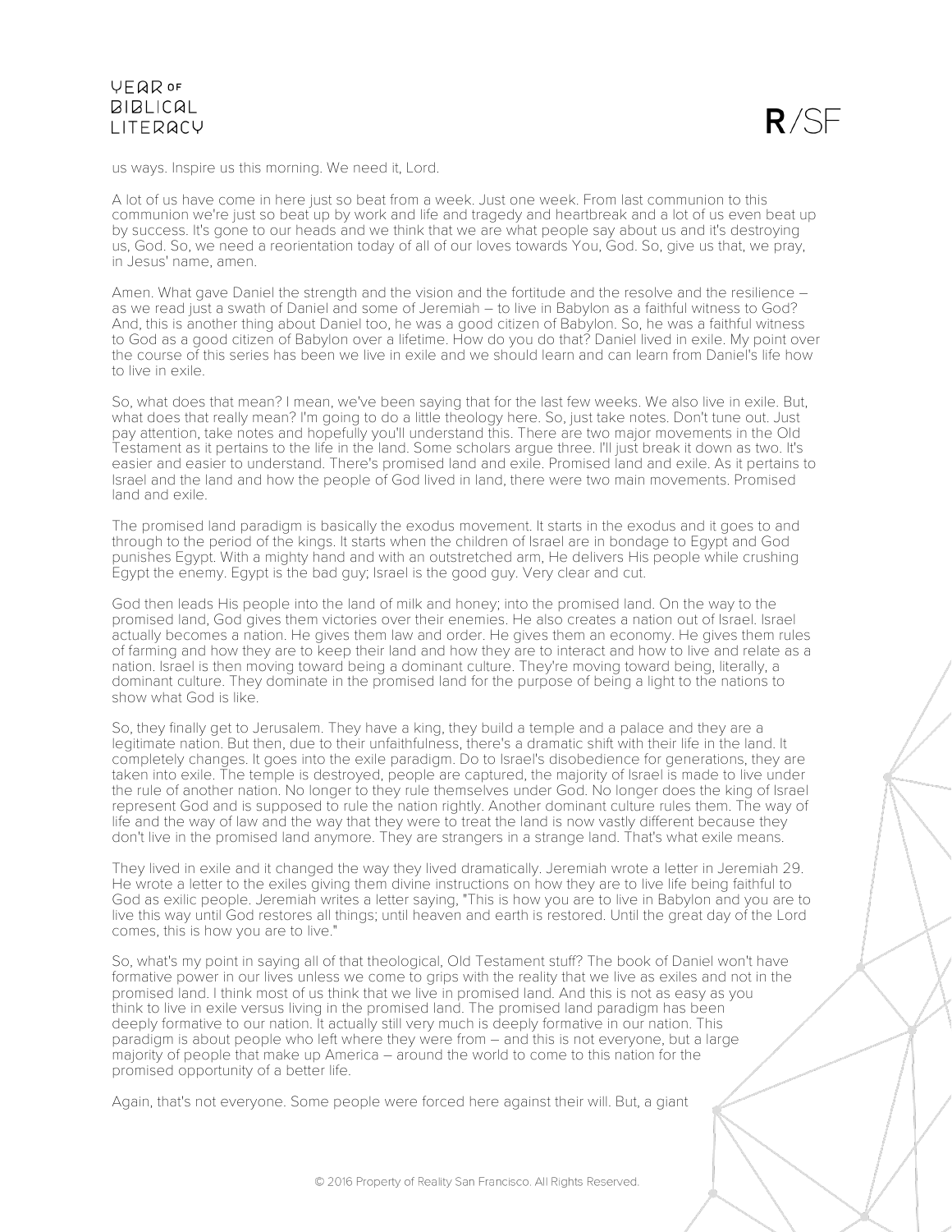us ways. Inspire us this morning. We need it, Lord.

A lot of us have come in here just so beat from a week. Just one week. From last communion to this communion we're just so beat up by work and life and tragedy and heartbreak and a lot of us even beat up by success. It's gone to our heads and we think that we are what people say about us and it's destroying us, God. So, we need a reorientation today of all of our loves towards You, God. So, give us that, we pray, in Jesus' name, amen.

Amen. What gave Daniel the strength and the vision and the fortitude and the resolve and the resilience – as we read just a swath of Daniel and some of Jeremiah – to live in Babylon as a faithful witness to God? And, this is another thing about Daniel too, he was a good citizen of Babylon. So, he was a faithful witness to God as a good citizen of Babylon over a lifetime. How do you do that? Daniel lived in exile. My point over the course of this series has been we live in exile and we should learn and can learn from Daniel's life how to live in exile.

So, what does that mean? I mean, we've been saying that for the last few weeks. We also live in exile. But, what does that really mean? I'm going to do a little theology here. So, just take notes. Don't tune out. Just pay attention, take notes and hopefully you'll understand this. There are two major movements in the Old Testament as it pertains to the life in the land. Some scholars argue three. I'll just break it down as two. It's easier and easier to understand. There's promised land and exile. Promised land and exile. As it pertains to Israel and the land and how the people of God lived in land, there were two main movements. Promised land and exile.

The promised land paradigm is basically the exodus movement. It starts in the exodus and it goes to and through to the period of the kings. It starts when the children of Israel are in bondage to Egypt and God punishes Egypt. With a mighty hand and with an outstretched arm, He delivers His people while crushing Egypt the enemy. Egypt is the bad guy; Israel is the good guy. Very clear and cut.

God then leads His people into the land of milk and honey; into the promised land. On the way to the promised land, God gives them victories over their enemies. He also creates a nation out of Israel. Israel actually becomes a nation. He gives them law and order. He gives them an economy. He gives them rules of farming and how they are to keep their land and how they are to interact and how to live and relate as a nation. Israel is then moving toward being a dominant culture. They're moving toward being, literally, a dominant culture. They dominate in the promised land for the purpose of being a light to the nations to show what God is like.

So, they finally get to Jerusalem. They have a king, they build a temple and a palace and they are a legitimate nation. But then, due to their unfaithfulness, there's a dramatic shift with their life in the land. It completely changes. It goes into the exile paradigm. Do to Israel's disobedience for generations, they are taken into exile. The temple is destroyed, people are captured, the majority of Israel is made to live under the rule of another nation. No longer to they rule themselves under God. No longer does the king of Israel represent God and is supposed to rule the nation rightly. Another dominant culture rules them. The way of life and the way of law and the way that they were to treat the land is now vastly different because they don't live in the promised land anymore. They are strangers in a strange land. That's what exile means.

They lived in exile and it changed the way they lived dramatically. Jeremiah wrote a letter in Jeremiah 29. He wrote a letter to the exiles giving them divine instructions on how they are to live life being faithful to God as exilic people. Jeremiah writes a letter saying, "This is how you are to live in Babylon and you are to live this way until God restores all things; until heaven and earth is restored. Until the great day of the Lord comes, this is how you are to live."

So, what's my point in saying all of that theological, Old Testament stuff? The book of Daniel won't have formative power in our lives unless we come to grips with the reality that we live as exiles and not in the promised land. I think most of us think that we live in promised land. And this is not as easy as you think to live in exile versus living in the promised land. The promised land paradigm has been deeply formative to our nation. It actually still very much is deeply formative in our nation. This paradigm is about people who left where they were from – and this is not everyone, but a large majority of people that make up America – around the world to come to this nation for the promised opportunity of a better life.

Again, that's not everyone. Some people were forced here against their will. But, a giant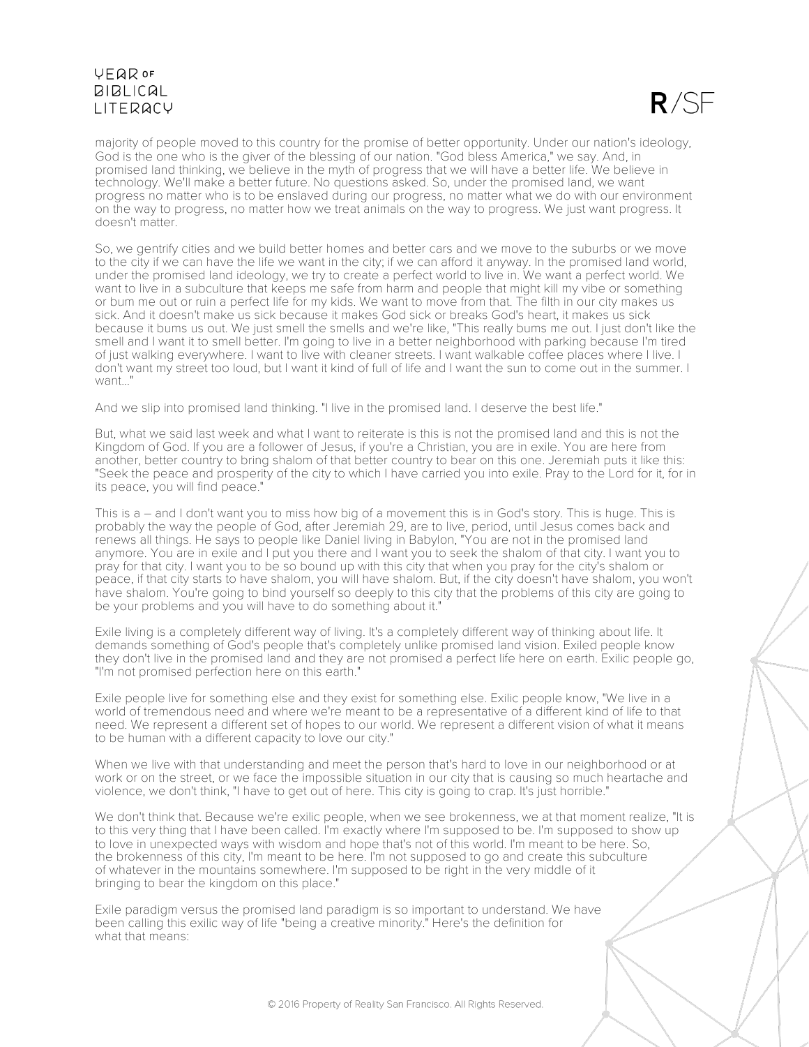majority of people moved to this country for the promise of better opportunity. Under our nation's ideology, God is the one who is the giver of the blessing of our nation. "God bless America," we say. And, in promised land thinking, we believe in the myth of progress that we will have a better life. We believe in technology. We'll make a better future. No questions asked. So, under the promised land, we want progress no matter who is to be enslaved during our progress, no matter what we do with our environment on the way to progress, no matter how we treat animals on the way to progress. We just want progress. It doesn't matter.

So, we gentrify cities and we build better homes and better cars and we move to the suburbs or we move to the city if we can have the life we want in the city; if we can afford it anyway. In the promised land world, under the promised land ideology, we try to create a perfect world to live in. We want a perfect world. We want to live in a subculture that keeps me safe from harm and people that might kill my vibe or something or bum me out or ruin a perfect life for my kids. We want to move from that. The filth in our city makes us sick. And it doesn't make us sick because it makes God sick or breaks God's heart, it makes us sick because it bums us out. We just smell the smells and we're like, "This really bums me out. I just don't like the smell and I want it to smell better. I'm going to live in a better neighborhood with parking because I'm tired of just walking everywhere. I want to live with cleaner streets. I want walkable coffee places where I live. I don't want my street too loud, but I want it kind of full of life and I want the sun to come out in the summer. I want..."

And we slip into promised land thinking. "I live in the promised land. I deserve the best life."

But, what we said last week and what I want to reiterate is this is not the promised land and this is not the Kingdom of God. If you are a follower of Jesus, if you're a Christian, you are in exile. You are here from another, better country to bring shalom of that better country to bear on this one. Jeremiah puts it like this: "Seek the peace and prosperity of the city to which I have carried you into exile. Pray to the Lord for it, for in its peace, you will find peace."

This is a – and I don't want you to miss how big of a movement this is in God's story. This is huge. This is probably the way the people of God, after Jeremiah 29, are to live, period, until Jesus comes back and renews all things. He says to people like Daniel living in Babylon, "You are not in the promised land anymore. You are in exile and I put you there and I want you to seek the shalom of that city. I want you to pray for that city. I want you to be so bound up with this city that when you pray for the city's shalom or peace, if that city starts to have shalom, you will have shalom. But, if the city doesn't have shalom, you won't have shalom. You're going to bind yourself so deeply to this city that the problems of this city are going to be your problems and you will have to do something about it."

Exile living is a completely different way of living. It's a completely different way of thinking about life. It demands something of God's people that's completely unlike promised land vision. Exiled people know they don't live in the promised land and they are not promised a perfect life here on earth. Exilic people go, "I'm not promised perfection here on this earth."

Exile people live for something else and they exist for something else. Exilic people know, "We live in a world of tremendous need and where we're meant to be a representative of a different kind of life to that need. We represent a different set of hopes to our world. We represent a different vision of what it means to be human with a different capacity to love our city."

When we live with that understanding and meet the person that's hard to love in our neighborhood or at work or on the street, or we face the impossible situation in our city that is causing so much heartache and violence, we don't think, "I have to get out of here. This city is going to crap. It's just horrible."

We don't think that. Because we're exilic people, when we see brokenness, we at that moment realize, "It is to this very thing that I have been called. I'm exactly where I'm supposed to be. I'm supposed to show up to love in unexpected ways with wisdom and hope that's not of this world. I'm meant to be here. So, the brokenness of this city, I'm meant to be here. I'm not supposed to go and create this subculture of whatever in the mountains somewhere. I'm supposed to be right in the very middle of it bringing to bear the kingdom on this place."

Exile paradigm versus the promised land paradigm is so important to understand. We have been calling this exilic way of life "being a creative minority." Here's the definition for what that means: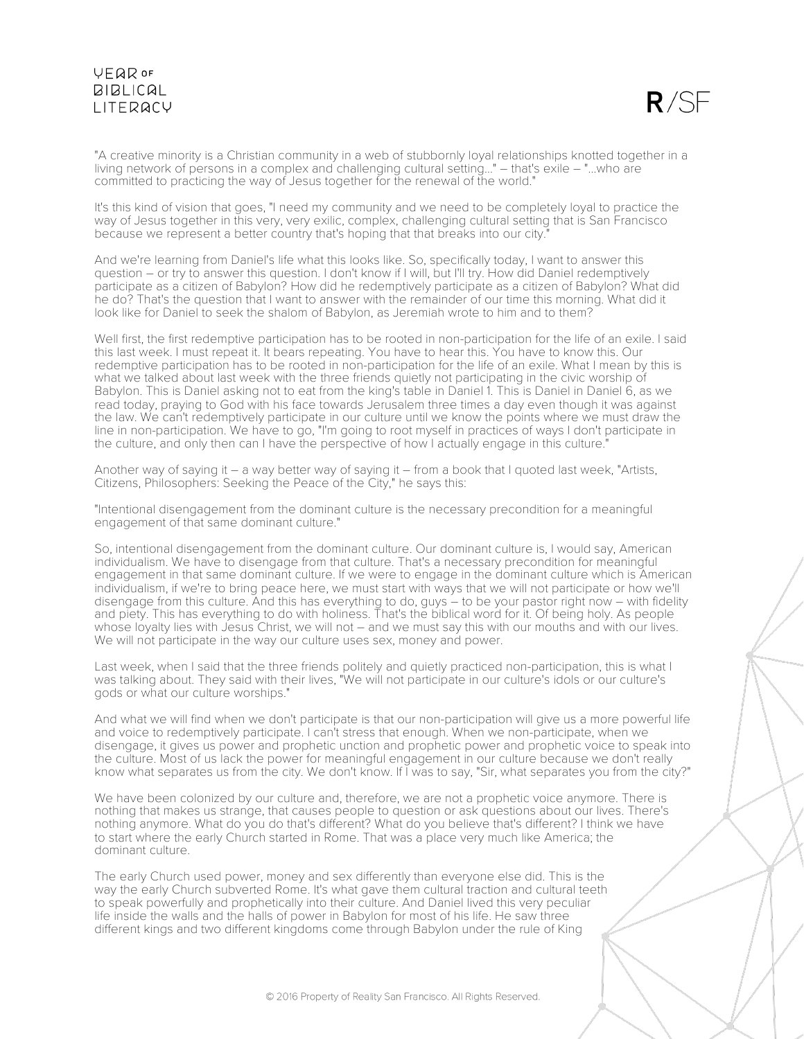"A creative minority is a Christian community in a web of stubbornly loyal relationships knotted together in a living network of persons in a complex and challenging cultural setting..." – that's exile – "...who are committed to practicing the way of Jesus together for the renewal of the world."

It's this kind of vision that goes, "I need my community and we need to be completely loyal to practice the way of Jesus together in this very, very exilic, complex, challenging cultural setting that is San Francisco because we represent a better country that's hoping that that breaks into our city."

And we're learning from Daniel's life what this looks like. So, specifically today, I want to answer this question – or try to answer this question. I don't know if I will, but I'll try. How did Daniel redemptively participate as a citizen of Babylon? How did he redemptively participate as a citizen of Babylon? What did he do? That's the question that I want to answer with the remainder of our time this morning. What did it look like for Daniel to seek the shalom of Babylon, as Jeremiah wrote to him and to them?

Well first, the first redemptive participation has to be rooted in non-participation for the life of an exile. I said this last week. I must repeat it. It bears repeating. You have to hear this. You have to know this. Our redemptive participation has to be rooted in non-participation for the life of an exile. What I mean by this is what we talked about last week with the three friends quietly not participating in the civic worship of Babylon. This is Daniel asking not to eat from the king's table in Daniel 1. This is Daniel in Daniel 6, as we read today, praying to God with his face towards Jerusalem three times a day even though it was against the law. We can't redemptively participate in our culture until we know the points where we must draw the line in non-participation. We have to go, "I'm going to root myself in practices of ways I don't participate in the culture, and only then can I have the perspective of how I actually engage in this culture."

Another way of saying it – a way better way of saying it – from a book that I quoted last week, "Artists, Citizens, Philosophers: Seeking the Peace of the City," he says this:

"Intentional disengagement from the dominant culture is the necessary precondition for a meaningful engagement of that same dominant culture."

So, intentional disengagement from the dominant culture. Our dominant culture is, I would say, American individualism. We have to disengage from that culture. That's a necessary precondition for meaningful engagement in that same dominant culture. If we were to engage in the dominant culture which is American individualism, if we're to bring peace here, we must start with ways that we will not participate or how we'll disengage from this culture. And this has everything to do, guys – to be your pastor right now – with fidelity and piety. This has everything to do with holiness. That's the biblical word for it. Of being holy. As people whose loyalty lies with Jesus Christ, we will not – and we must say this with our mouths and with our lives. We will not participate in the way our culture uses sex, money and power.

Last week, when I said that the three friends politely and quietly practiced non-participation, this is what I was talking about. They said with their lives, "We will not participate in our culture's idols or our culture's gods or what our culture worships."

And what we will find when we don't participate is that our non-participation will give us a more powerful life and voice to redemptively participate. I can't stress that enough. When we non-participate, when we disengage, it gives us power and prophetic unction and prophetic power and prophetic voice to speak into the culture. Most of us lack the power for meaningful engagement in our culture because we don't really know what separates us from the city. We don't know. If I was to say, "Sir, what separates you from the city?"

We have been colonized by our culture and, therefore, we are not a prophetic voice anymore. There is nothing that makes us strange, that causes people to question or ask questions about our lives. There's nothing anymore. What do you do that's different? What do you believe that's different? I think we have to start where the early Church started in Rome. That was a place very much like America; the dominant culture.

The early Church used power, money and sex differently than everyone else did. This is the way the early Church subverted Rome. It's what gave them cultural traction and cultural teeth to speak powerfully and prophetically into their culture. And Daniel lived this very peculiar life inside the walls and the halls of power in Babylon for most of his life. He saw three different kings and two different kingdoms come through Babylon under the rule of King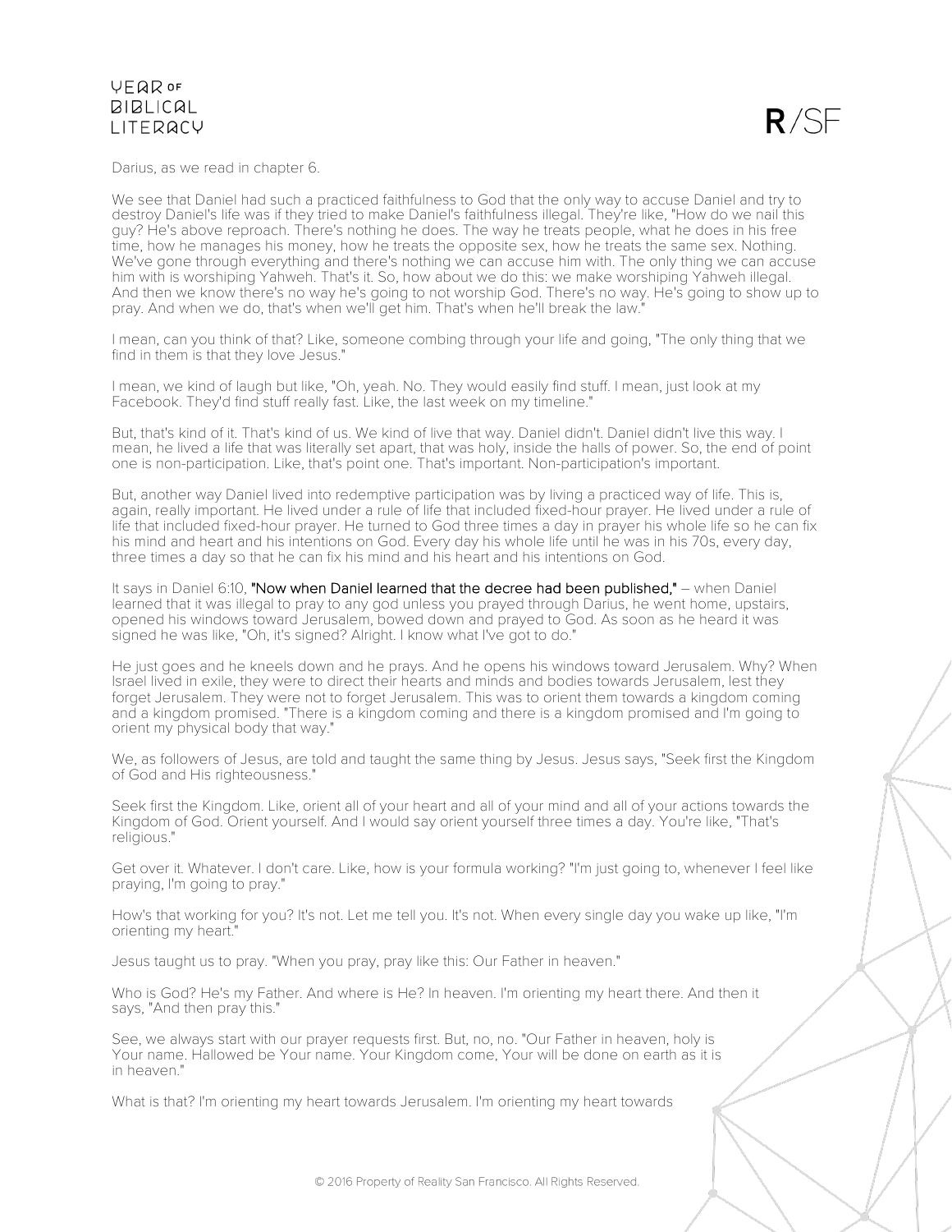Darius, as we read in chapter 6.

We see that Daniel had such a practiced faithfulness to God that the only way to accuse Daniel and try to destroy Daniel's life was if they tried to make Daniel's faithfulness illegal. They're like, "How do we nail this guy? He's above reproach. There's nothing he does. The way he treats people, what he does in his free time, how he manages his money, how he treats the opposite sex, how he treats the same sex. Nothing. We've gone through everything and there's nothing we can accuse him with. The only thing we can accuse him with is worshiping Yahweh. That's it. So, how about we do this: we make worshiping Yahweh illegal. And then we know there's no way he's going to not worship God. There's no way. He's going to show up to pray. And when we do, that's when we'll get him. That's when he'll break the law."

I mean, can you think of that? Like, someone combing through your life and going, "The only thing that we find in them is that they love Jesus."

I mean, we kind of laugh but like, "Oh, yeah. No. They would easily find stuff. I mean, just look at my Facebook. They'd find stuff really fast. Like, the last week on my timeline."

But, that's kind of it. That's kind of us. We kind of live that way. Daniel didn't. Daniel didn't live this way. I mean, he lived a life that was literally set apart, that was holy, inside the halls of power. So, the end of point one is non-participation. Like, that's point one. That's important. Non-participation's important.

But, another way Daniel lived into redemptive participation was by living a practiced way of life. This is, again, really important. He lived under a rule of life that included fixed-hour prayer. He lived under a rule of life that included fixed-hour prayer. He turned to God three times a day in prayer his whole life so he can fix his mind and heart and his intentions on God. Every day his whole life until he was in his 70s, every day, three times a day so that he can fix his mind and his heart and his intentions on God.

It says in Daniel 6:10, **"Now when Daniel learned that the decree had been published,"** – when Daniel learned that it was illegal to pray to any god unless you prayed through Darius, he went home, upstairs, opened his windows toward Jerusalem, bowed down and prayed to God. As soon as he heard it was signed he was like, "Oh, it's signed? Alright. I know what I've got to do."

He just goes and he kneels down and he prays. And he opens his windows toward Jerusalem. Why? When Israel lived in exile, they were to direct their hearts and minds and bodies towards Jerusalem, lest they forget Jerusalem. They were not to forget Jerusalem. This was to orient them towards a kingdom coming and a kingdom promised. "There is a kingdom coming and there is a kingdom promised and I'm going to orient my physical body that way."

We, as followers of Jesus, are told and taught the same thing by Jesus. Jesus says, "Seek first the Kingdom of God and His righteousness."

Seek first the Kingdom. Like, orient all of your heart and all of your mind and all of your actions towards the Kingdom of God. Orient yourself. And I would say orient yourself three times a day. You're like, "That's religious."

Get over it. Whatever. I don't care. Like, how is your formula working? "I'm just going to, whenever I feel like praying, I'm going to pray."

How's that working for you? It's not. Let me tell you. It's not. When every single day you wake up like, "I'm orienting my heart."

Jesus taught us to pray. "When you pray, pray like this: Our Father in heaven."

Who is God? He's my Father. And where is He? In heaven. I'm orienting my heart there. And then it says, "And then pray this."

See, we always start with our prayer requests first. But, no, no. "Our Father in heaven, holy is Your name. Hallowed be Your name. Your Kingdom come, Your will be done on earth as it is in heaven."

What is that? I'm orienting my heart towards Jerusalem. I'm orienting my heart towards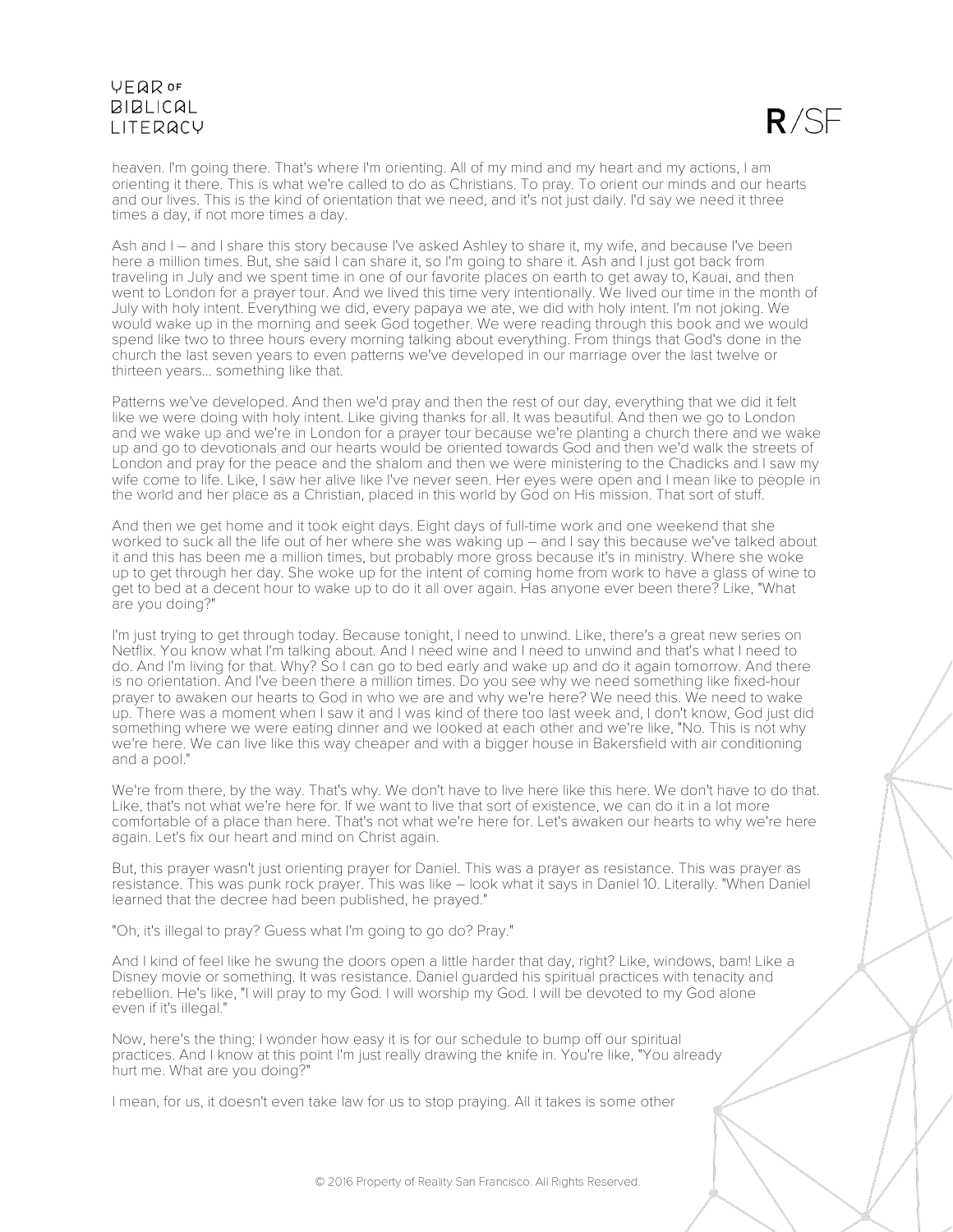heaven. I'm going there. That's where I'm orienting. All of my mind and my heart and my actions, I am orienting it there. This is what we're called to do as Christians. To pray. To orient our minds and our hearts and our lives. This is the kind of orientation that we need, and it's not just daily. I'd say we need it three times a day, if not more times a day.

Ash and I – and I share this story because I've asked Ashley to share it, my wife, and because I've been here a million times. But, she said I can share it, so I'm going to share it. Ash and I just got back from traveling in July and we spent time in one of our favorite places on earth to get away to, Kauai, and then went to London for a prayer tour. And we lived this time very intentionally. We lived our time in the month of July with holy intent. Everything we did, every papaya we ate, we did with holy intent. I'm not joking. We would wake up in the morning and seek God together. We were reading through this book and we would spend like two to three hours every morning talking about everything. From things that God's done in the church the last seven years to even patterns we've developed in our marriage over the last twelve or thirteen years... something like that.

Patterns we've developed. And then we'd pray and then the rest of our day, everything that we did it felt like we were doing with holy intent. Like giving thanks for all. It was beautiful. And then we go to London and we wake up and we're in London for a prayer tour because we're planting a church there and we wake up and go to devotionals and our hearts would be oriented towards God and then we'd walk the streets of London and pray for the peace and the shalom and then we were ministering to the Chadicks and I saw my wife come to life. Like, I saw her alive like I've never seen. Her eyes were open and I mean like to people in the world and her place as a Christian, placed in this world by God on His mission. That sort of stuff.

And then we get home and it took eight days. Eight days of full-time work and one weekend that she worked to suck all the life out of her where she was waking up – and I say this because we've talked about it and this has been me a million times, but probably more gross because it's in ministry. Where she woke up to get through her day. She woke up for the intent of coming home from work to have a glass of wine to get to bed at a decent hour to wake up to do it all over again. Has anyone ever been there? Like, "What are you doing?"

I'm just trying to get through today. Because tonight, I need to unwind. Like, there's a great new series on Netflix. You know what I'm talking about. And I need wine and I need to unwind and that's what I need to do. And I'm living for that. Why? So I can go to bed early and wake up and do it again tomorrow. And there is no orientation. And I've been there a million times. Do you see why we need something like fixed-hour prayer to awaken our hearts to God in who we are and why we're here? We need this. We need to wake up. There was a moment when I saw it and I was kind of there too last week and, I don't know, God just did something where we were eating dinner and we looked at each other and we're like, "No. This is not why we're here. We can live like this way cheaper and with a bigger house in Bakersfield with air conditioning and a pool."

We're from there, by the way. That's why. We don't have to live here like this here. We don't have to do that. Like, that's not what we're here for. If we want to live that sort of existence, we can do it in a lot more comfortable of a place than here. That's not what we're here for. Let's awaken our hearts to why we're here again. Let's fix our heart and mind on Christ again.

But, this prayer wasn't just orienting prayer for Daniel. This was a prayer as resistance. This was prayer as resistance. This was punk rock prayer. This was like – look what it says in Daniel 10. Literally. "When Daniel learned that the decree had been published, he prayed."

"Oh, it's illegal to pray? Guess what I'm going to go do? Pray."

And I kind of feel like he swung the doors open a little harder that day, right? Like, windows, bam! Like a Disney movie or something. It was resistance. Daniel guarded his spiritual practices with tenacity and rebellion. He's like, "I will pray to my God. I will worship my God. I will be devoted to my God alone even if it's illegal."

Now, here's the thing: I wonder how easy it is for our schedule to bump off our spiritual practices. And I know at this point I'm just really drawing the knife in. You're like, "You already hurt me. What are you doing?"

I mean, for us, it doesn't even take law for us to stop praying. All it takes is some other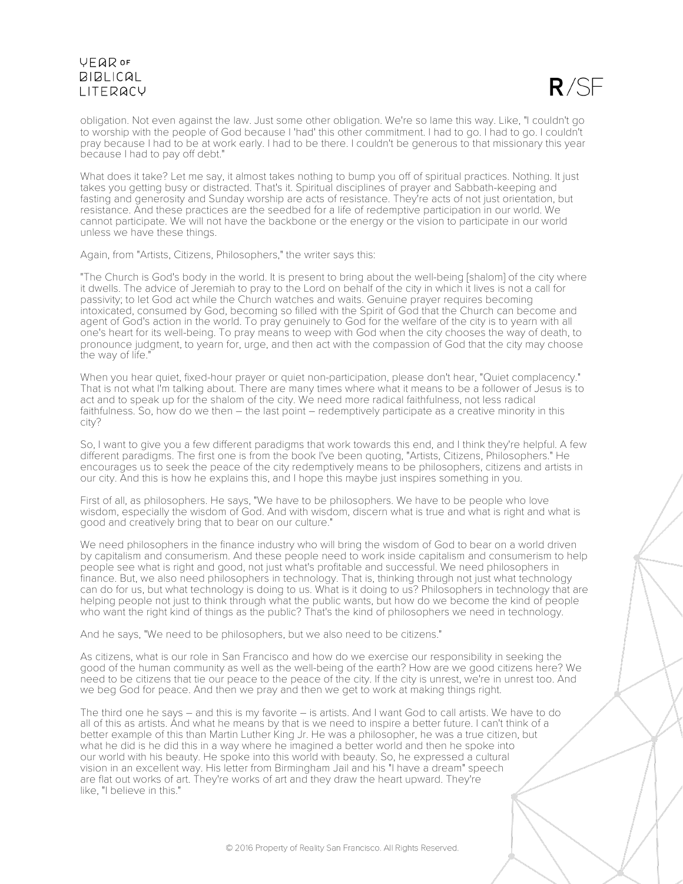obligation. Not even against the law. Just some other obligation. We're so lame this way. Like, "I couldn't go to worship with the people of God because I 'had' this other commitment. I had to go. I had to go. I couldn't pray because I had to be at work early. I had to be there. I couldn't be generous to that missionary this year because I had to pay off debt."

What does it take? Let me say, it almost takes nothing to bump you off of spiritual practices. Nothing. It just takes you getting busy or distracted. That's it. Spiritual disciplines of prayer and Sabbath-keeping and fasting and generosity and Sunday worship are acts of resistance. They're acts of not just orientation, but resistance. And these practices are the seedbed for a life of redemptive participation in our world. We cannot participate. We will not have the backbone or the energy or the vision to participate in our world unless we have these things.

Again, from "Artists, Citizens, Philosophers," the writer says this:

"The Church is God's body in the world. It is present to bring about the well-being [shalom] of the city where it dwells. The advice of Jeremiah to pray to the Lord on behalf of the city in which it lives is not a call for passivity; to let God act while the Church watches and waits. Genuine prayer requires becoming intoxicated, consumed by God, becoming so filled with the Spirit of God that the Church can become and agent of God's action in the world. To pray genuinely to God for the welfare of the city is to yearn with all one's heart for its well-being. To pray means to weep with God when the city chooses the way of death, to pronounce judgment, to yearn for, urge, and then act with the compassion of God that the city may choose the way of life."

When you hear quiet, fixed-hour prayer or quiet non-participation, please don't hear, "Quiet complacency." That is not what I'm talking about. There are many times where what it means to be a follower of Jesus is to act and to speak up for the shalom of the city. We need more radical faithfulness, not less radical faithfulness. So, how do we then – the last point – redemptively participate as a creative minority in this city?

So, I want to give you a few different paradigms that work towards this end, and I think they're helpful. A few different paradigms. The first one is from the book I've been quoting, "Artists, Citizens, Philosophers." He encourages us to seek the peace of the city redemptively means to be philosophers, citizens and artists in our city. And this is how he explains this, and I hope this maybe just inspires something in you.

First of all, as philosophers. He says, "We have to be philosophers. We have to be people who love wisdom, especially the wisdom of God. And with wisdom, discern what is true and what is right and what is good and creatively bring that to bear on our culture."

We need philosophers in the finance industry who will bring the wisdom of God to bear on a world driven by capitalism and consumerism. And these people need to work inside capitalism and consumerism to help people see what is right and good, not just what's profitable and successful. We need philosophers in finance. But, we also need philosophers in technology. That is, thinking through not just what technology can do for us, but what technology is doing to us. What is it doing to us? Philosophers in technology that are helping people not just to think through what the public wants, but how do we become the kind of people who want the right kind of things as the public? That's the kind of philosophers we need in technology.

And he says, "We need to be philosophers, but we also need to be citizens."

As citizens, what is our role in San Francisco and how do we exercise our responsibility in seeking the good of the human community as well as the well-being of the earth? How are we good citizens here? We need to be citizens that tie our peace to the peace of the city. If the city is unrest, we're in unrest too. And we beg God for peace. And then we pray and then we get to work at making things right.

The third one he says – and this is my favorite – is artists. And I want God to call artists. We have to do all of this as artists. And what he means by that is we need to inspire a better future. I can't think of a better example of this than Martin Luther King Jr. He was a philosopher, he was a true citizen, but what he did is he did this in a way where he imagined a better world and then he spoke into our world with his beauty. He spoke into this world with beauty. So, he expressed a cultural vision in an excellent way. His letter from Birmingham Jail and his "I have a dream" speech are flat out works of art. They're works of art and they draw the heart upward. They're like, "I believe in this."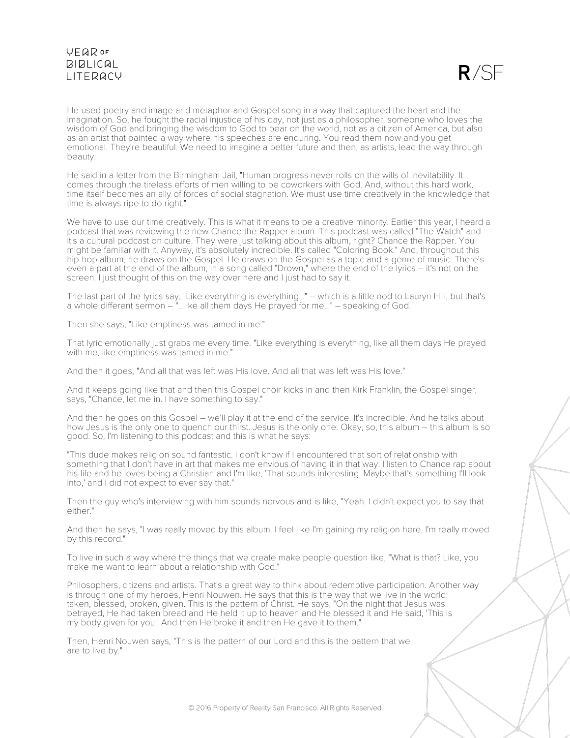He used poetry and image and metaphor and Gospel song in a way that captured the heart and the imagination. So, he fought the racial injustice of his day, not just as a philosopher, someone who loves the wisdom of God and bringing the wisdom to God to bear on the world, not as a citizen of America, but also as an artist that painted a way where his speeches are enduring. You read them now and you get emotional. They're beautiful. We need to imagine a better future and then, as artists, lead the way through beauty.

He said in a letter from the Birmingham Jail, "Human progress never rolls on the wills of inevitability. It comes through the tireless efforts of men willing to be coworkers with God. And, without this hard work, time itself becomes an ally of forces of social stagnation. We must use time creatively in the knowledge that time is always ripe to do right."

We have to use our time creatively. This is what it means to be a creative minority. Earlier this year, I heard a podcast that was reviewing the new Chance the Rapper album. This podcast was called "The Watch" and it's a cultural podcast on culture. They were just talking about this album, right? Chance the Rapper. You might be familiar with it. Anyway, it's absolutely incredible. It's called "Coloring Book." And, throughout this hip-hop album, he draws on the Gospel. He draws on the Gospel as a topic and a genre of music. There's even a part at the end of the album, in a song called "Drown," where the end of the lyrics – it's not on the screen. I just thought of this on the way over here and I just had to say it.

The last part of the lyrics say, "Like everything is everything..." – which is a little nod to Lauryn Hill, but that's a whole different sermon – "...like all them days He prayed for me..." – speaking of God.

Then she says, "Like emptiness was tamed in me."

That lyric emotionally just grabs me every time. "Like everything is everything, like all them days He prayed with me, like emptiness was tamed in me."

And then it goes, "And all that was left was His love. And all that was left was His love."

And it keeps going like that and then this Gospel choir kicks in and then Kirk Franklin, the Gospel singer, says, "Chance, let me in. I have something to say."

And then he goes on this Gospel – we'll play it at the end of the service. It's incredible. And he talks about how Jesus is the only one to quench our thirst. Jesus is the only one. Okay, so, this album – this album is so good. So, I'm listening to this podcast and this is what he says:

"This dude makes religion sound fantastic. I don't know if I encountered that sort of relationship with something that I don't have in art that makes me envious of having it in that way. I listen to Chance rap about his life and he loves being a Christian and I'm like, 'That sounds interesting. Maybe that's something I'll look into,' and I did not expect to ever say that."

Then the guy who's interviewing with him sounds nervous and is like, "Yeah. I didn't expect you to say that either."

And then he says, "I was really moved by this album. I feel like I'm gaining my religion here. I'm really moved by this record."

To live in such a way where the things that we create make people question like, "What is that? Like, you make me want to learn about a relationship with God."

Philosophers, citizens and artists. That's a great way to think about redemptive participation. Another way is through one of my heroes, Henri Nouwen. He says that this is the way that we live in the world: taken, blessed, broken, given. This is the pattern of Christ. He says, "On the night that Jesus was betrayed, He had taken bread and He held it up to heaven and He blessed it and He said, 'This is my body given for you.' And then He broke it and then He gave it to them."

Then, Henri Nouwen says, "This is the pattern of our Lord and this is the pattern that we are to live by."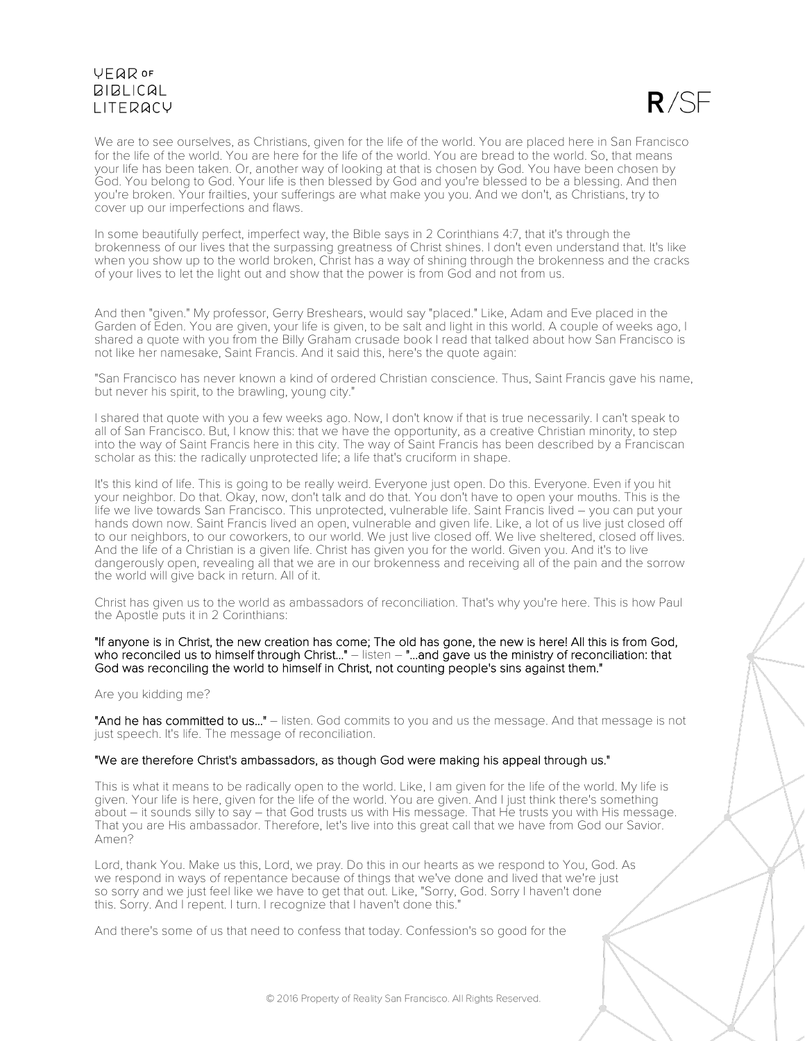We are to see ourselves, as Christians, given for the life of the world. You are placed here in San Francisco for the life of the world. You are here for the life of the world. You are bread to the world. So, that means your life has been taken. Or, another way of looking at that is chosen by God. You have been chosen by God. You belong to God. Your life is then blessed by God and you're blessed to be a blessing. And then you're broken. Your frailties, your sufferings are what make you you. And we don't, as Christians, try to cover up our imperfections and flaws.

In some beautifully perfect, imperfect way, the Bible says in 2 Corinthians 4:7, that it's through the brokenness of our lives that the surpassing greatness of Christ shines. I don't even understand that. It's like when you show up to the world broken, Christ has a way of shining through the brokenness and the cracks of your lives to let the light out and show that the power is from God and not from us.

And then "given." My professor, Gerry Breshears, would say "placed." Like, Adam and Eve placed in the Garden of Eden. You are given, your life is given, to be salt and light in this world. A couple of weeks ago, I shared a quote with you from the Billy Graham crusade book I read that talked about how San Francisco is not like her namesake, Saint Francis. And it said this, here's the quote again:

"San Francisco has never known a kind of ordered Christian conscience. Thus, Saint Francis gave his name, but never his spirit, to the brawling, young city."

I shared that quote with you a few weeks ago. Now, I don't know if that is true necessarily. I can't speak to all of San Francisco. But, I know this: that we have the opportunity, as a creative Christian minority, to step into the way of Saint Francis here in this city. The way of Saint Francis has been described by a Franciscan scholar as this: the radically unprotected life; a life that's cruciform in shape.

It's this kind of life. This is going to be really weird. Everyone just open. Do this. Everyone. Even if you hit your neighbor. Do that. Okay, now, don't talk and do that. You don't have to open your mouths. This is the life we live towards San Francisco. This unprotected, vulnerable life. Saint Francis lived – you can put your hands down now. Saint Francis lived an open, vulnerable and given life. Like, a lot of us live just closed off to our neighbors, to our coworkers, to our world. We just live closed off. We live sheltered, closed off lives. And the life of a Christian is a given life. Christ has given you for the world. Given you. And it's to live dangerously open, revealing all that we are in our brokenness and receiving all of the pain and the sorrow the world will give back in return. All of it.

Christ has given us to the world as ambassadors of reconciliation. That's why you're here. This is how Paul the Apostle puts it in 2 Corinthians:

"If anyone is in Christ, the new creation has come; The old has gone, the new is here! All this is from God, who reconciled us to himself through Christ..." – listen – "...and gave us the ministry of reconciliation: that God was reconciling the world to himself in Christ, not counting people's sins against them."

Are you kidding me?

"And he has committed to us..." – listen. God commits to you and us the message. And that message is not just speech. It's life. The message of reconciliation.

"We are therefore Christ's ambassadors, as though God were making his appeal through us."

This is what it means to be radically open to the world. Like, I am given for the life of the world. My life is given. Your life is here, given for the life of the world. You are given. And I just think there's something about – it sounds silly to say – that God trusts us with His message. That He trusts you with His message. That you are His ambassador. Therefore, let's live into this great call that we have from God our Savior. Amen?

Lord, thank You. Make us this, Lord, we pray. Do this in our hearts as we respond to You, God. As we respond in ways of repentance because of things that we've done and lived that we're just so sorry and we just feel like we have to get that out. Like, "Sorry, God. Sorry I haven't done this. Sorry. And I repent. I turn. I recognize that I haven't done this."

And there's some of us that need to confess that today. Confession's so good for the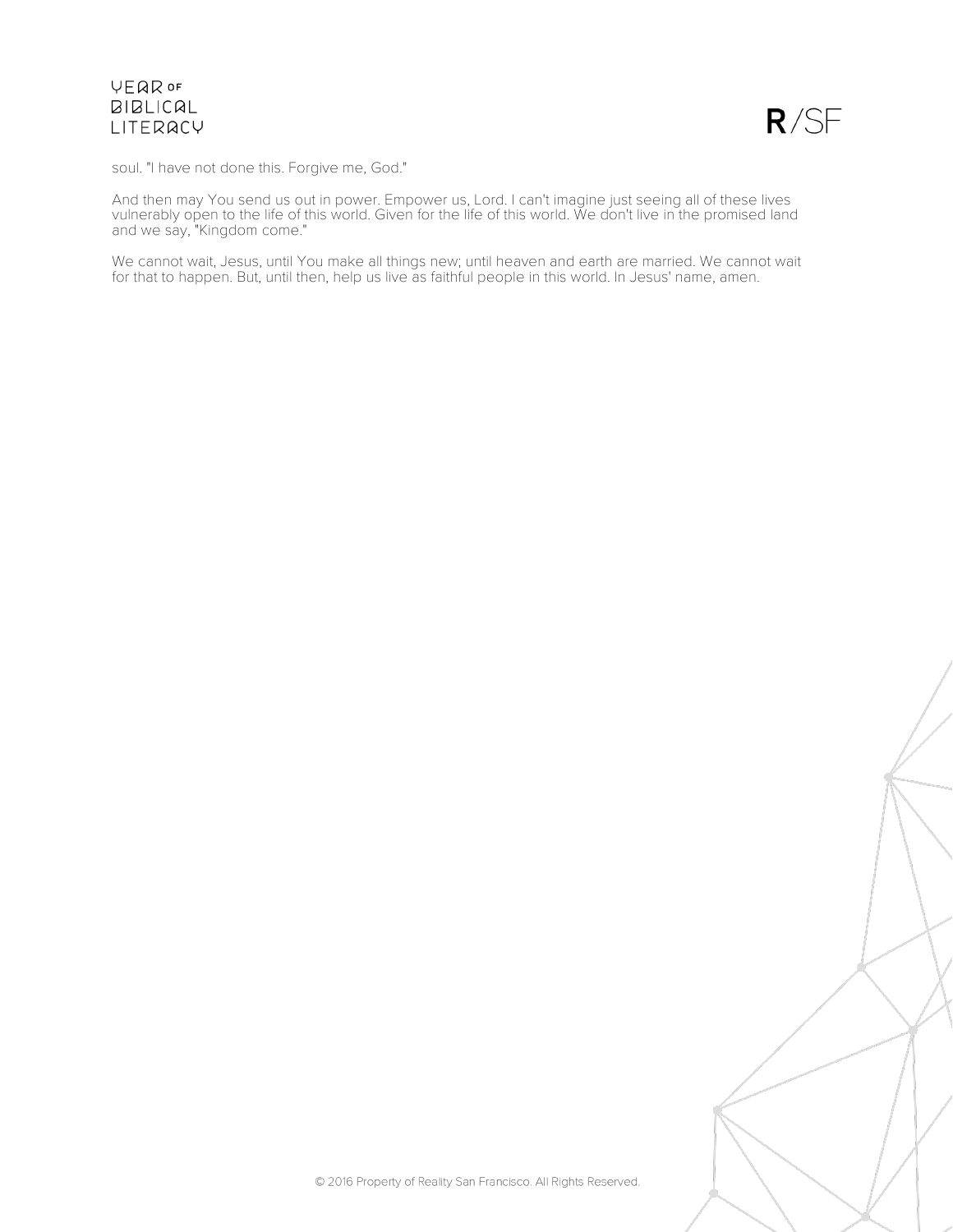soul. "I have not done this. Forgive me, God."

And then may You send us out in power. Empower us, Lord. I can't imagine just seeing all of these lives vulnerably open to the life of this world. Given for the life of this world. We don't live in the promised land and we say, "Kingdom come."

We cannot wait, Jesus, until You make all things new; until heaven and earth are married. We cannot wait for that to happen. But, until then, help us live as faithful people in this world. In Jesus' name, amen.